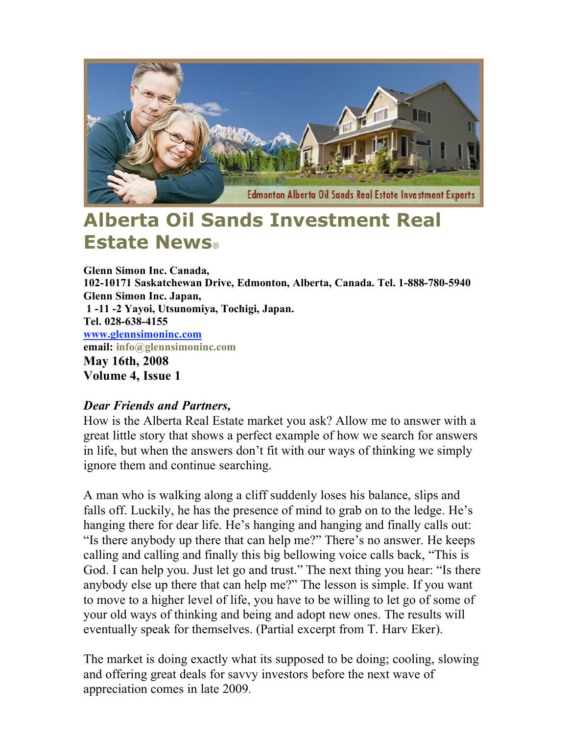# Alberta Oil Sands Investment Real Estate News®

**Glenn Simon Inc. Canada,**
**102-10171 Saskatchewan Drive, Edmonton, Alberta, Canada. Tel. 1-888-780-5940**
**Glenn Simon Inc. Japan,**
**1 -11 -2 Yayoi, Utsunomiya, Tochigi, Japan.**
**Tel. 028-638-4155**
**www.glennsimoninc.com**
**email: info@glennsimoninc.com**
**May 16th, 2008**
**Volume 4, Issue 1**

***Dear Friends and Partners,***

How is the Alberta Real Estate market you ask? Allow me to answer with a great little story that shows a perfect example of how we search for answers in life, but when the answers don't fit with our ways of thinking we simply ignore them and continue searching.

A man who is walking along a cliff suddenly loses his balance, slips and falls off. Luckily, he has the presence of mind to grab on to the ledge. He's hanging there for dear life. He's hanging and hanging and finally calls out: "Is there anybody up there that can help me?" There's no answer. He keeps calling and calling and finally this big bellowing voice calls back, "This is God. I can help you. Just let go and trust." The next thing you hear: "Is there anybody else up there that can help me?" The lesson is simple. If you want to move to a higher level of life, you have to be willing to let go of some of your old ways of thinking and being and adopt new ones. The results will eventually speak for themselves. (Partial excerpt from T. Harv Eker).

The market is doing exactly what its supposed to be doing; cooling, slowing and offering great deals for savvy investors before the next wave of appreciation comes in late 2009.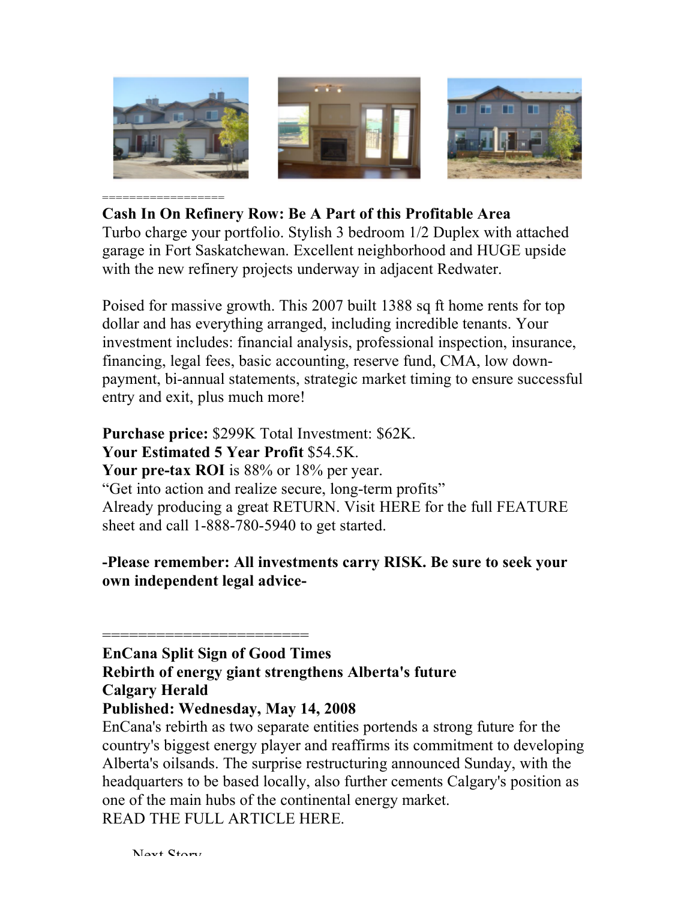=================

**Cash In On Refinery Row: Be A Part of this Profitable Area**
Turbo charge your portfolio. Stylish 3 bedroom 1/2 Duplex with attached garage in Fort Saskatchewan. Excellent neighborhood and HUGE upside with the new refinery projects underway in adjacent Redwater.

Poised for massive growth. This 2007 built 1388 sq ft home rents for top dollar and has everything arranged, including incredible tenants. Your investment includes: financial analysis, professional inspection, insurance, financing, legal fees, basic accounting, reserve fund, CMA, low down-payment, bi-annual statements, strategic market timing to ensure successful entry and exit, plus much more!

**Purchase price:** $299K Total Investment: $62K.
**Your Estimated 5 Year Profit** $54.5K.
**Your pre-tax ROI** is 88% or 18% per year.
"Get into action and realize secure, long-term profits"
Already producing a great RETURN. Visit HERE for the full FEATURE sheet and call 1-888-780-5940 to get started.

**-Please remember: All investments carry RISK. Be sure to seek your own independent legal advice-**

======================

**EnCana Split Sign of Good Times**
**Rebirth of energy giant strengthens Alberta's future**
**Calgary Herald**
**Published: Wednesday, May 14, 2008**
EnCana's rebirth as two separate entities portends a strong future for the country's biggest energy player and reaffirms its commitment to developing Alberta's oilsands. The surprise restructuring announced Sunday, with the headquarters to be based locally, also further cements Calgary's position as one of the main hubs of the continental energy market.
READ THE FULL ARTICLE HERE.

Next Story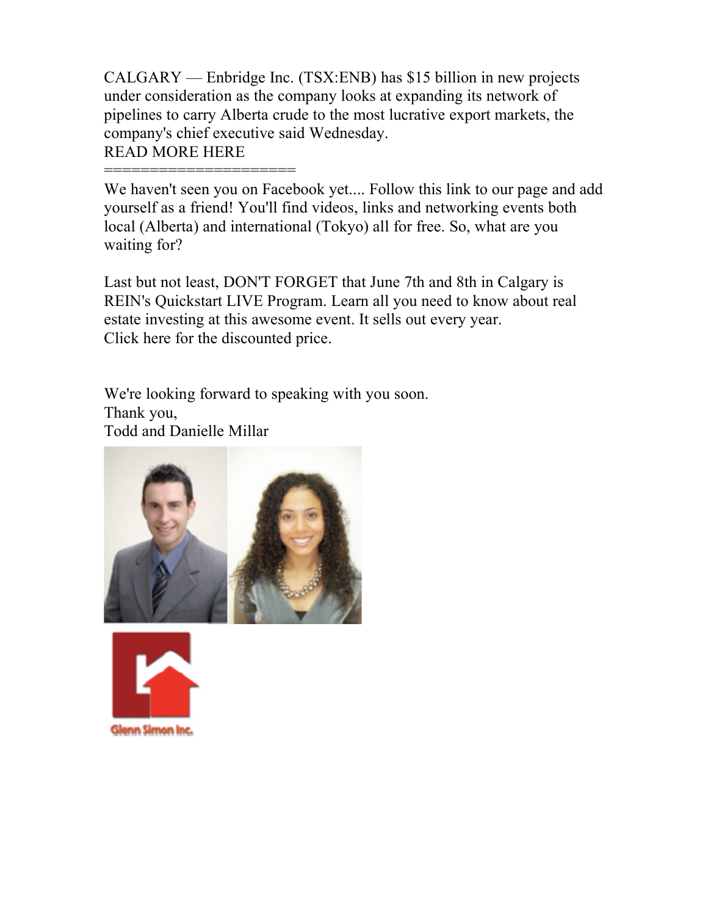CALGARY — Enbridge Inc. (TSX:ENB) has $15 billion in new projects under consideration as the company looks at expanding its network of pipelines to carry Alberta crude to the most lucrative export markets, the company's chief executive said Wednesday.
READ MORE HERE

====================

We haven't seen you on Facebook yet.... Follow this link to our page and add yourself as a friend! You'll find videos, links and networking events both local (Alberta) and international (Tokyo) all for free. So, what are you waiting for?

Last but not least, DON'T FORGET that June 7th and 8th in Calgary is REIN's Quickstart LIVE Program. Learn all you need to know about real estate investing at this awesome event. It sells out every year.
Click here for the discounted price.

We're looking forward to speaking with you soon.
Thank you,
Todd and Danielle Millar

Glenn Simon Inc.